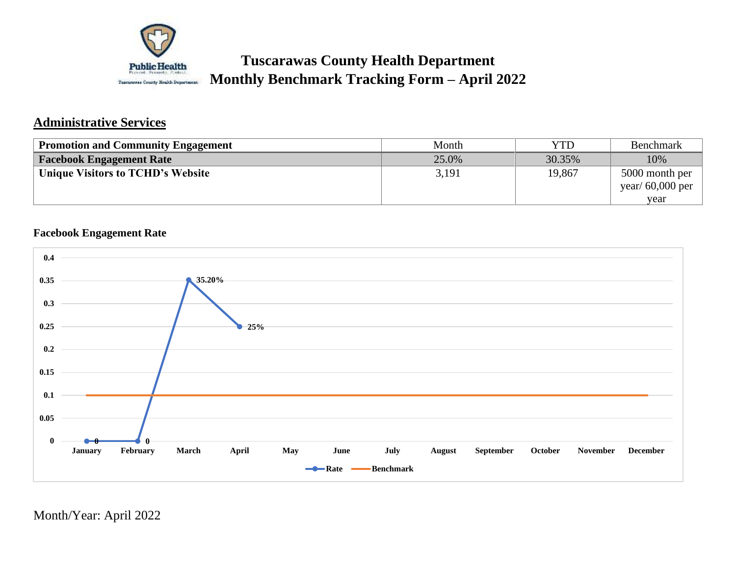# Tuscarawas County Health Department
# Monthly Benchmark Tracking Form – April 2022

## Administrative Services

| Promotion and Community Engagement | Month | YTD | Benchmark |
|---|---|---|---|
| **Facebook Engagement Rate** | 25.0% | 30.35% | 10% |
| **Unique Visitors to TCHD's Website** | 3,191 | 19,867 | 5000 month per year/ 60,000 per year |

**Facebook Engagement Rate**

| Month | Rate | Benchmark |
|---|---|---|
| January | 0 | 0.1 |
| February | 0 | 0.1 |
| March | 35.20% | 0.1 |
| April | 25% | 0.1 |
| May | | 0.1 |
| June | | 0.1 |
| July | | 0.1 |
| August | | 0.1 |
| September | | 0.1 |
| October | | 0.1 |
| November | | 0.1 |
| December | | 0.1 |

Month/Year: April 2022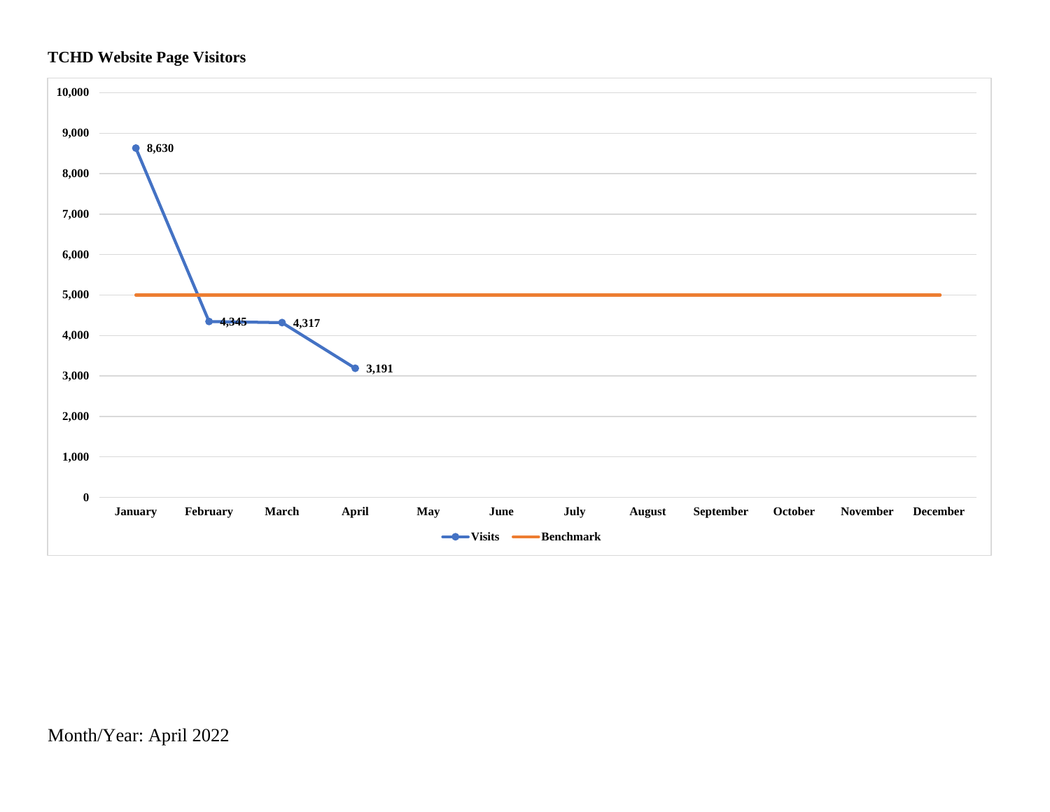**TCHD Website Page Visitors**

| Month | Visits | Benchmark |
| --- | --- | --- |
| January | 8,630 | 5,000 |
| February | 4,345 | 5,000 |
| March | 4,317 | 5,000 |
| April | 3,191 | 5,000 |
| May | | 5,000 |
| June | | 5,000 |
| July | | 5,000 |
| August | | 5,000 |
| September | | 5,000 |
| October | | 5,000 |
| November | | 5,000 |
| December | | 5,000 |

Month/Year: April 2022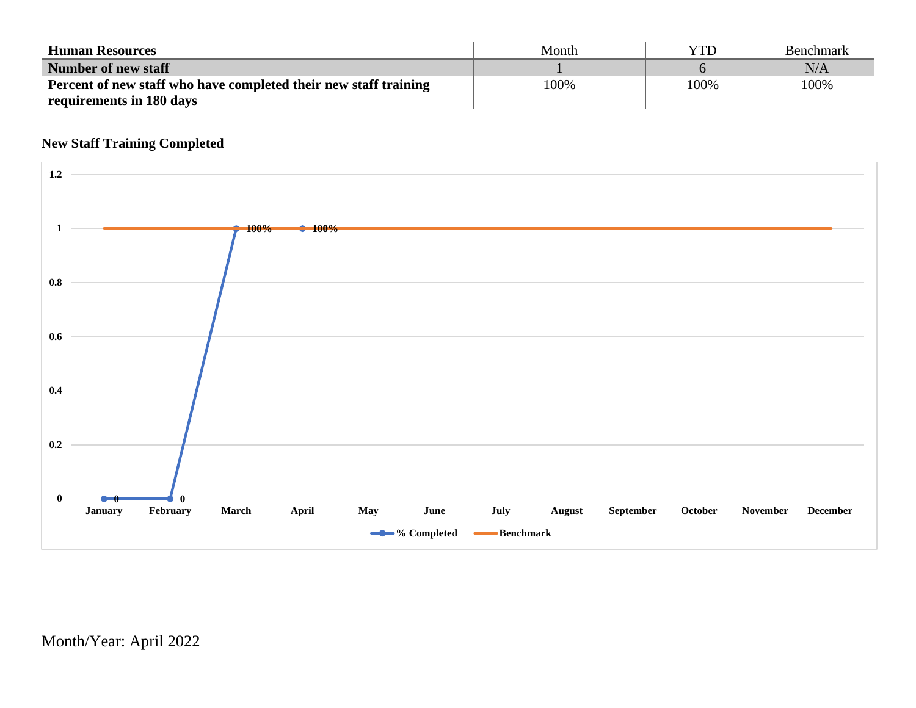| Human Resources | Month | YTD | Benchmark |
|---|---|---|---|
| **Number of new staff** | 1 | 6 | N/A |
| **Percent of new staff who have completed their new staff training requirements in 180 days** | 100% | 100% | 100% |

**New Staff Training Completed**

Month/Year: April 2022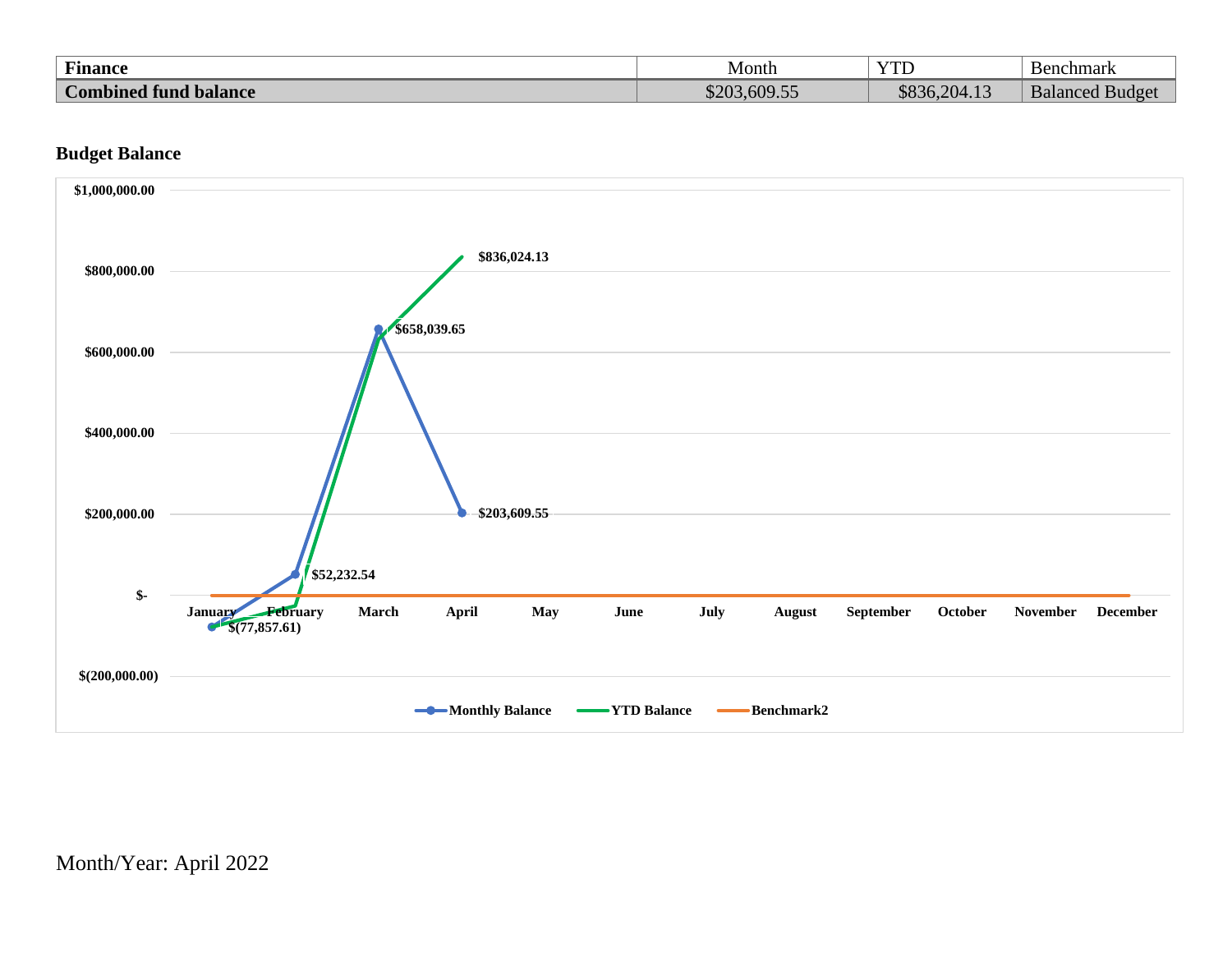| Finance | Month | YTD | Benchmark |
| --- | --- | --- | --- |
| **Combined fund balance** | $203,609.55 | $836,204.13 | Balanced Budget |

**Budget Balance**

Month/Year: April 2022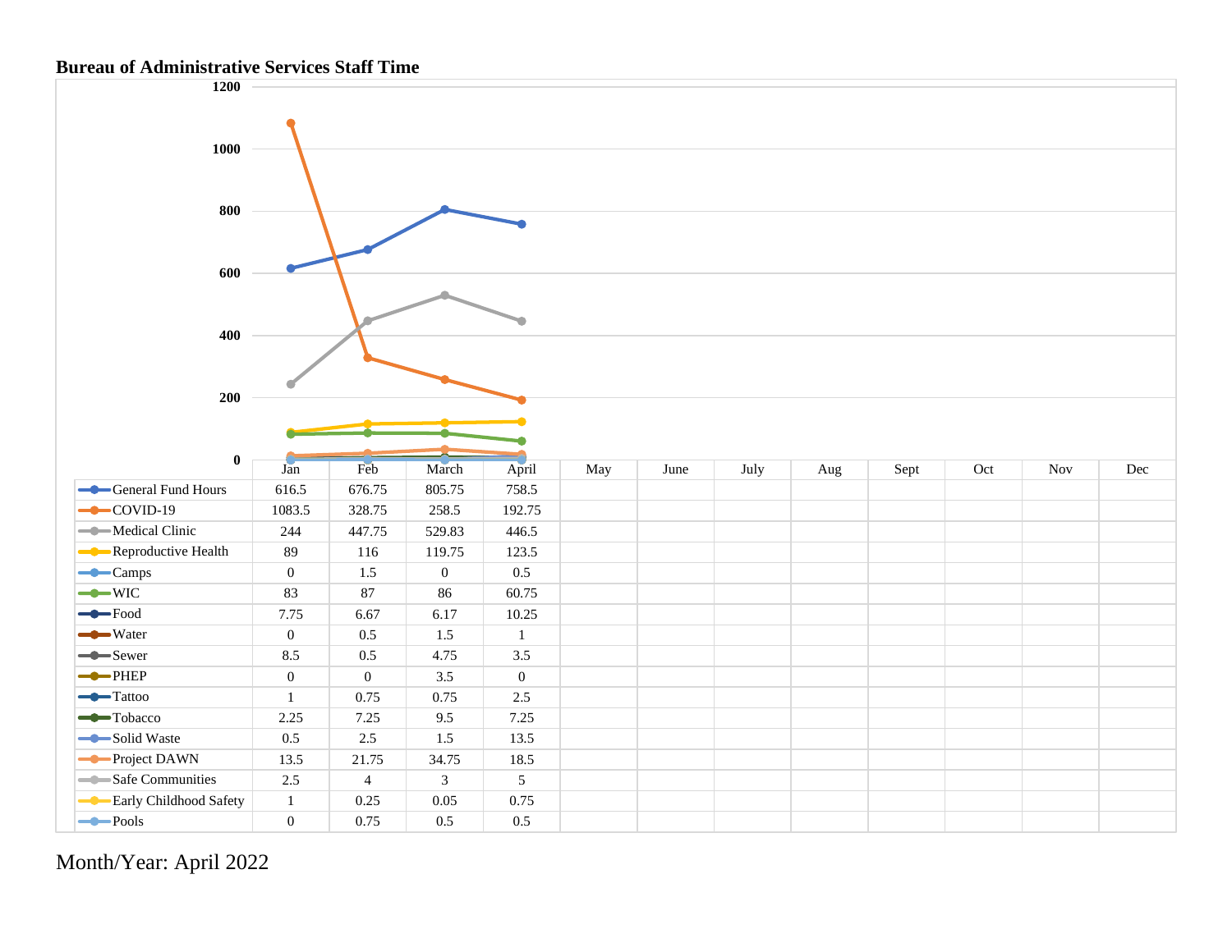**Bureau of Administrative Services Staff Time**

| | Jan | Feb | March | April | May | June | July | Aug | Sept | Oct | Nov | Dec |
|---|---|---|---|---|---|---|---|---|---|---|---|---|
| General Fund Hours | 616.5 | 676.75 | 805.75 | 758.5 | | | | | | | | |
| COVID-19 | 1083.5 | 328.75 | 258.5 | 192.75 | | | | | | | | |
| Medical Clinic | 244 | 447.75 | 529.83 | 446.5 | | | | | | | | |
| Reproductive Health | 89 | 116 | 119.75 | 123.5 | | | | | | | | |
| Camps | 0 | 1.5 | 0 | 0.5 | | | | | | | | |
| WIC | 83 | 87 | 86 | 60.75 | | | | | | | | |
| Food | 7.75 | 6.67 | 6.17 | 10.25 | | | | | | | | |
| Water | 0 | 0.5 | 1.5 | 1 | | | | | | | | |
| Sewer | 8.5 | 0.5 | 4.75 | 3.5 | | | | | | | | |
| PHEP | 0 | 0 | 3.5 | 0 | | | | | | | | |
| Tattoo | 1 | 0.75 | 0.75 | 2.5 | | | | | | | | |
| Tobacco | 2.25 | 7.25 | 9.5 | 7.25 | | | | | | | | |
| Solid Waste | 0.5 | 2.5 | 1.5 | 13.5 | | | | | | | | |
| Project DAWN | 13.5 | 21.75 | 34.75 | 18.5 | | | | | | | | |
| Safe Communities | 2.5 | 4 | 3 | 5 | | | | | | | | |
| Early Childhood Safety | 1 | 0.25 | 0.05 | 0.75 | | | | | | | | |
| Pools | 0 | 0.75 | 0.5 | 0.5 | | | | | | | | |

Month/Year: April 2022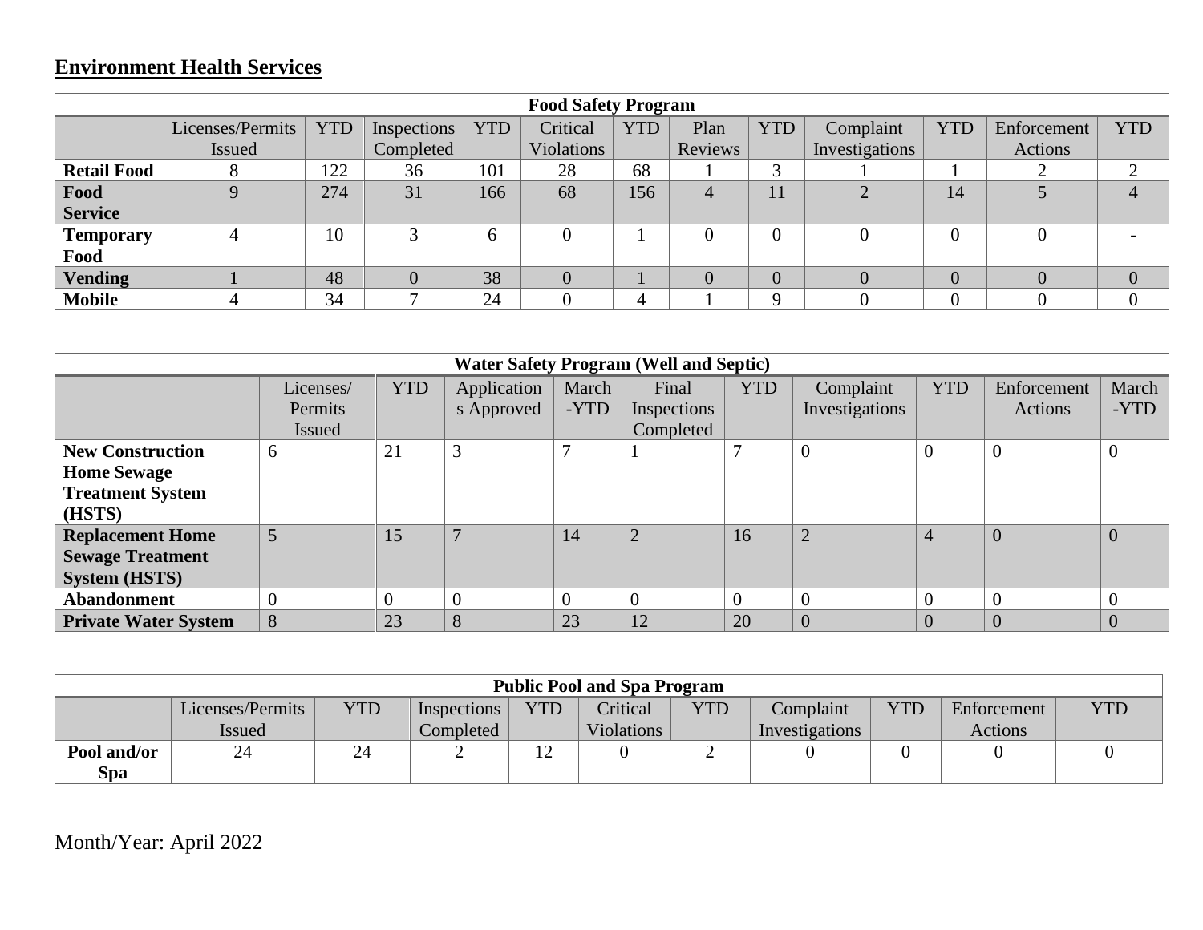## Environment Health Services

| Food Safety Program | | | | | | | | | | | | |
|---|---|---|---|---|---|---|---|---|---|---|---|---|
| | Licenses/Permits Issued | YTD | Inspections Completed | YTD | Critical Violations | YTD | Plan Reviews | YTD | Complaint Investigations | YTD | Enforcement Actions | YTD |
| **Retail Food** | 8 | 122 | 36 | 101 | 28 | 68 | 1 | 3 | 1 | 1 | 2 | 2 |
| **Food Service** | 9 | 274 | 31 | 166 | 68 | 156 | 4 | 11 | 2 | 14 | 5 | 4 |
| **Temporary Food** | 4 | 10 | 3 | 6 | 0 | 1 | 0 | 0 | 0 | 0 | 0 | - |
| **Vending** | 1 | 48 | 0 | 38 | 0 | 1 | 0 | 0 | 0 | 0 | 0 | 0 |
| **Mobile** | 4 | 34 | 7 | 24 | 0 | 4 | 1 | 9 | 0 | 0 | 0 | 0 |

| Water Safety Program (Well and Septic) | | | | | | | | | | |
|---|---|---|---|---|---|---|---|---|---|---|
| | Licenses/ Permits Issued | YTD | Applications Approved | March -YTD | Final Inspections Completed | YTD | Complaint Investigations | YTD | Enforcement Actions | March -YTD |
| **New Construction Home Sewage Treatment System (HSTS)** | 6 | 21 | 3 | 7 | 1 | 7 | 0 | 0 | 0 | 0 |
| **Replacement Home Sewage Treatment System (HSTS)** | 5 | 15 | 7 | 14 | 2 | 16 | 2 | 4 | 0 | 0 |
| **Abandonment** | 0 | 0 | 0 | 0 | 0 | 0 | 0 | 0 | 0 | 0 |
| **Private Water System** | 8 | 23 | 8 | 23 | 12 | 20 | 0 | 0 | 0 | 0 |

| Public Pool and Spa Program | | | | | | | | | | |
|---|---|---|---|---|---|---|---|---|---|---|
| | Licenses/Permits Issued | YTD | Inspections Completed | YTD | Critical Violations | YTD | Complaint Investigations | YTD | Enforcement Actions | YTD |
| **Pool and/or Spa** | 24 | 24 | 2 | 12 | 0 | 2 | 0 | 0 | 0 | 0 |

Month/Year: April 2022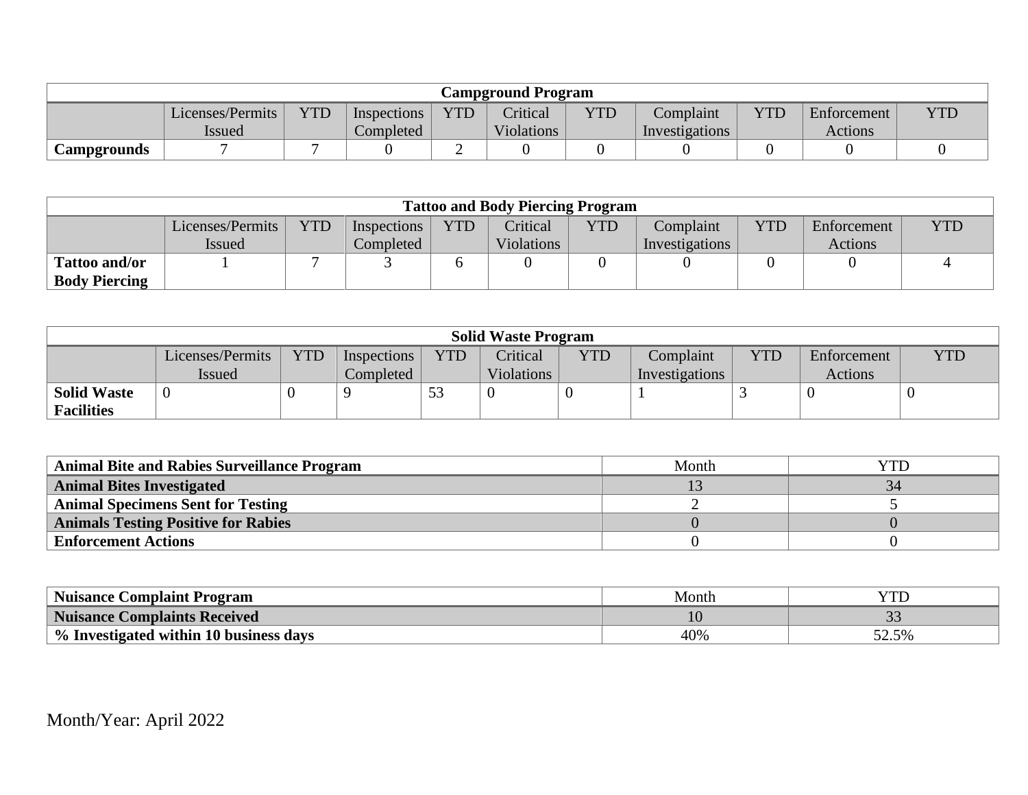| Campground Program | | | | | | | | | | |
|---|---|---|---|---|---|---|---|---|---|---|
| | Licenses/Permits Issued | YTD | Inspections Completed | YTD | Critical Violations | YTD | Complaint Investigations | YTD | Enforcement Actions | YTD |
| **Campgrounds** | 7 | 7 | 0 | 2 | 0 | 0 | 0 | 0 | 0 | 0 |

| Tattoo and Body Piercing Program | | | | | | | | | | |
|---|---|---|---|---|---|---|---|---|---|---|
| | Licenses/Permits Issued | YTD | Inspections Completed | YTD | Critical Violations | YTD | Complaint Investigations | YTD | Enforcement Actions | YTD |
| **Tattoo and/or Body Piercing** | 1 | 7 | 3 | 6 | 0 | 0 | 0 | 0 | 0 | 4 |

| Solid Waste Program | | | | | | | | | | |
|---|---|---|---|---|---|---|---|---|---|---|
| | Licenses/Permits Issued | YTD | Inspections Completed | YTD | Critical Violations | YTD | Complaint Investigations | YTD | Enforcement Actions | YTD |
| **Solid Waste Facilities** | 0 | 0 | 9 | 53 | 0 | 0 | 1 | 3 | 0 | 0 |

| Animal Bite and Rabies Surveillance Program | Month | YTD |
|---|---|---|
| **Animal Bites Investigated** | 13 | 34 |
| **Animal Specimens Sent for Testing** | 2 | 5 |
| **Animals Testing Positive for Rabies** | 0 | 0 |
| **Enforcement Actions** | 0 | 0 |

| Nuisance Complaint Program | Month | YTD |
|---|---|---|
| **Nuisance Complaints Received** | 10 | 33 |
| **% Investigated within 10 business days** | 40% | 52.5% |

Month/Year: April 2022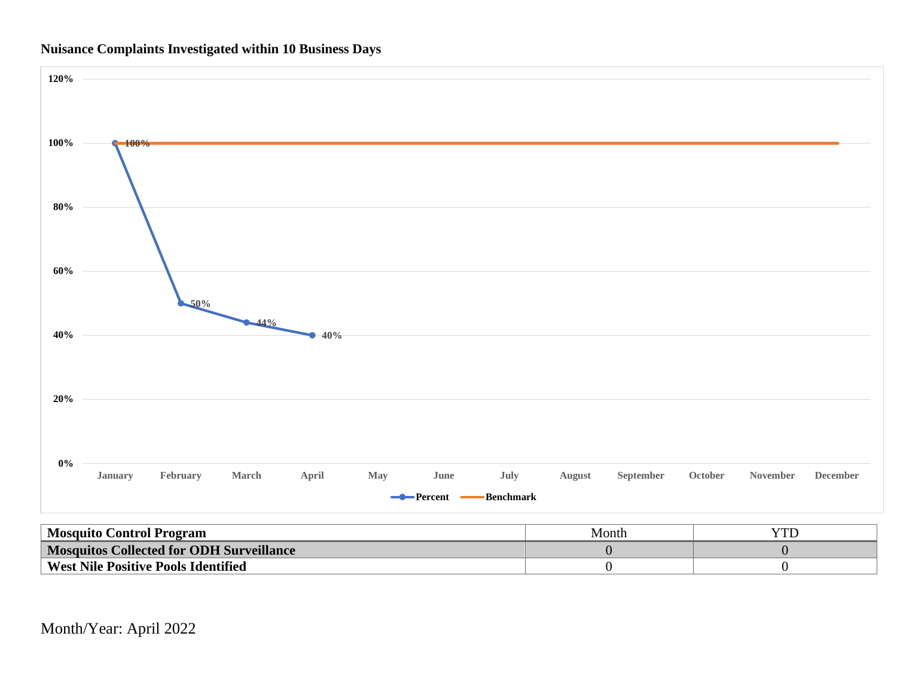**Nuisance Complaints Investigated within 10 Business Days**

| Month | Percent | Benchmark |
|---|---|---|
| January | 100% | 100% |
| February | 50% | 100% |
| March | 44% | 100% |
| April | 40% | 100% |
| May | | 100% |
| June | | 100% |
| July | | 100% |
| August | | 100% |
| September | | 100% |
| October | | 100% |
| November | | 100% |
| December | | 100% |

| Mosquito Control Program | Month | YTD |
|---|---|---|
| Mosquitos Collected for ODH Surveillance | 0 | 0 |
| West Nile Positive Pools Identified | 0 | 0 |

Month/Year: April 2022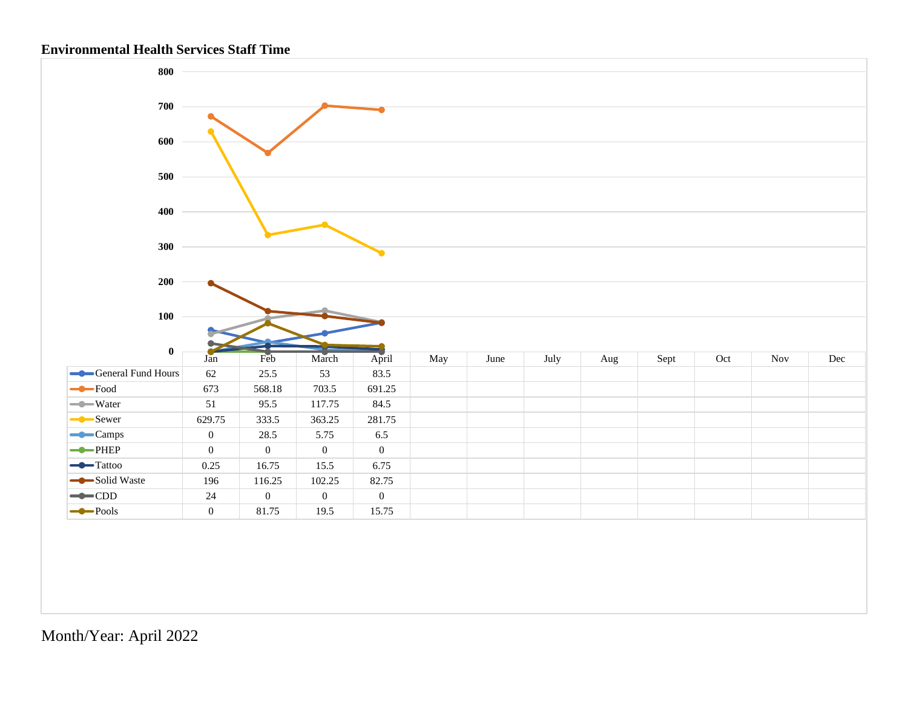**Environmental Health Services Staff Time**

| | Jan | Feb | March | April | May | June | July | Aug | Sept | Oct | Nov | Dec |
|---|---|---|---|---|---|---|---|---|---|---|---|---|
| General Fund Hours | 62 | 25.5 | 53 | 83.5 | | | | | | | | |
| Food | 673 | 568.18 | 703.5 | 691.25 | | | | | | | | |
| Water | 51 | 95.5 | 117.75 | 84.5 | | | | | | | | |
| Sewer | 629.75 | 333.5 | 363.25 | 281.75 | | | | | | | | |
| Camps | 0 | 28.5 | 5.75 | 6.5 | | | | | | | | |
| PHEP | 0 | 0 | 0 | 0 | | | | | | | | |
| Tattoo | 0.25 | 16.75 | 15.5 | 6.75 | | | | | | | | |
| Solid Waste | 196 | 116.25 | 102.25 | 82.75 | | | | | | | | |
| CDD | 24 | 0 | 0 | 0 | | | | | | | | |
| Pools | 0 | 81.75 | 19.5 | 15.75 | | | | | | | | |

Month/Year: April 2022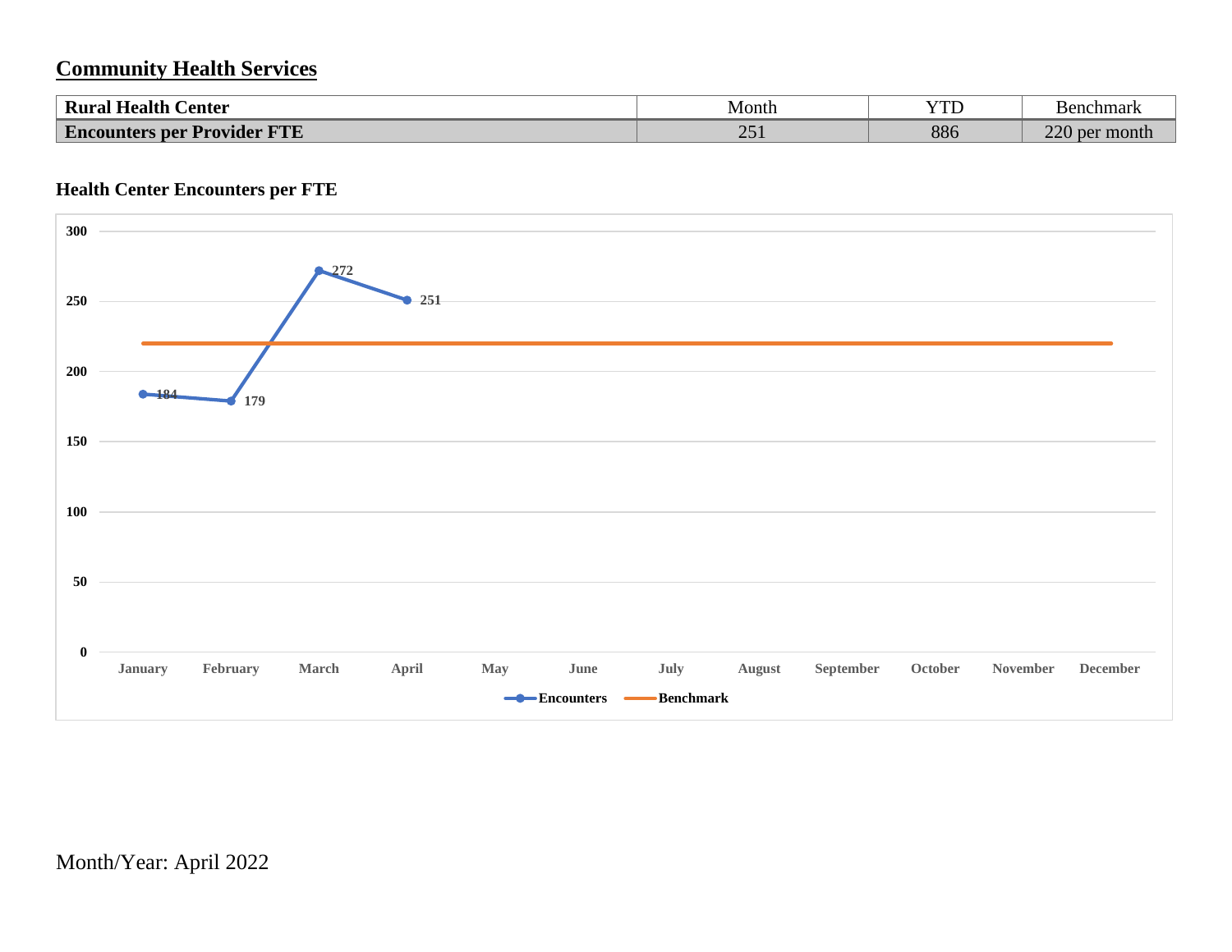## Community Health Services

| Rural Health Center | Month | YTD | Benchmark |
|---|---|---|---|
| **Encounters per Provider FTE** | 251 | 886 | 220 per month |

### Health Center Encounters per FTE

| Month | Encounters | Benchmark |
|---|---|---|
| January | 184 | 220 |
| February | 179 | 220 |
| March | 272 | 220 |
| April | 251 | 220 |
| May | | 220 |
| June | | 220 |
| July | | 220 |
| August | | 220 |
| September | | 220 |
| October | | 220 |
| November | | 220 |
| December | | 220 |

Month/Year: April 2022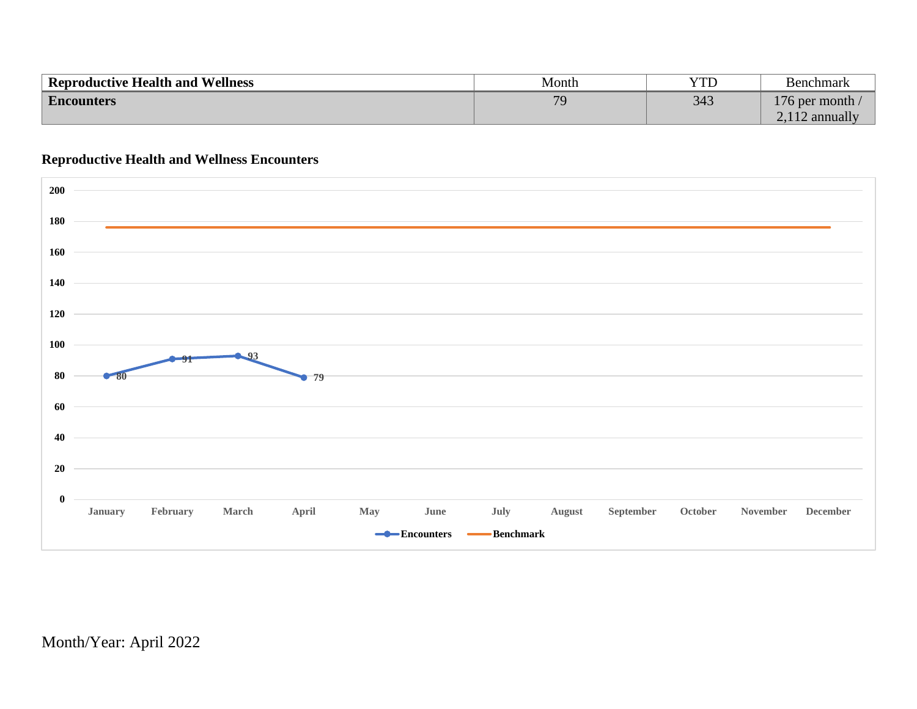| Reproductive Health and Wellness | Month | YTD | Benchmark |
| --- | --- | --- | --- |
| **Encounters** | 79 | 343 | 176 per month / 2,112 annually |

**Reproductive Health and Wellness Encounters**

| Month | Encounters | Benchmark |
| --- | --- | --- |
| January | 80 | 176 |
| February | 91 | 176 |
| March | 93 | 176 |
| April | 79 | 176 |
| May | | 176 |
| June | | 176 |
| July | | 176 |
| August | | 176 |
| September | | 176 |
| October | | 176 |
| November | | 176 |
| December | | 176 |

Month/Year: April 2022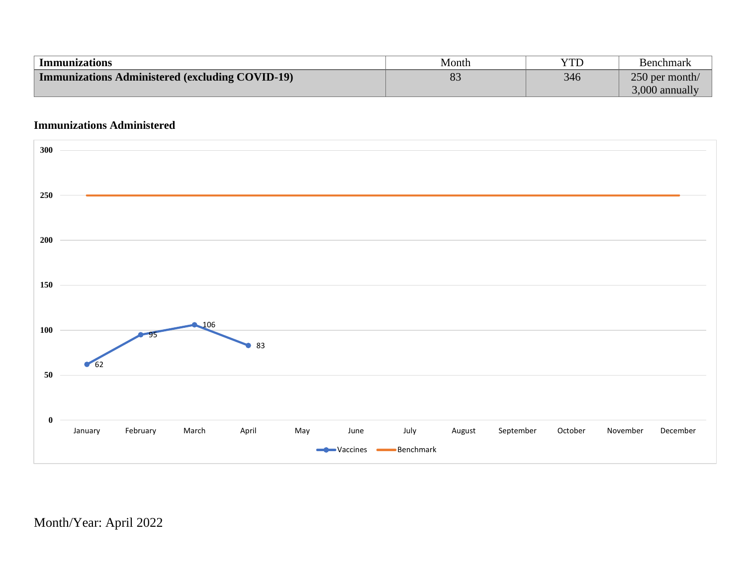| Immunizations | Month | YTD | Benchmark |
|---|---|---|---|
| **Immunizations Administered (excluding COVID-19)** | 83 | 346 | 250 per month/ 3,000 annually |

**Immunizations Administered**

| Month | Vaccines | Benchmark |
|---|---|---|
| January | 62 | 250 |
| February | 95 | 250 |
| March | 106 | 250 |
| April | 83 | 250 |
| May | | 250 |
| June | | 250 |
| July | | 250 |
| August | | 250 |
| September | | 250 |
| October | | 250 |
| November | | 250 |
| December | | 250 |

Month/Year: April 2022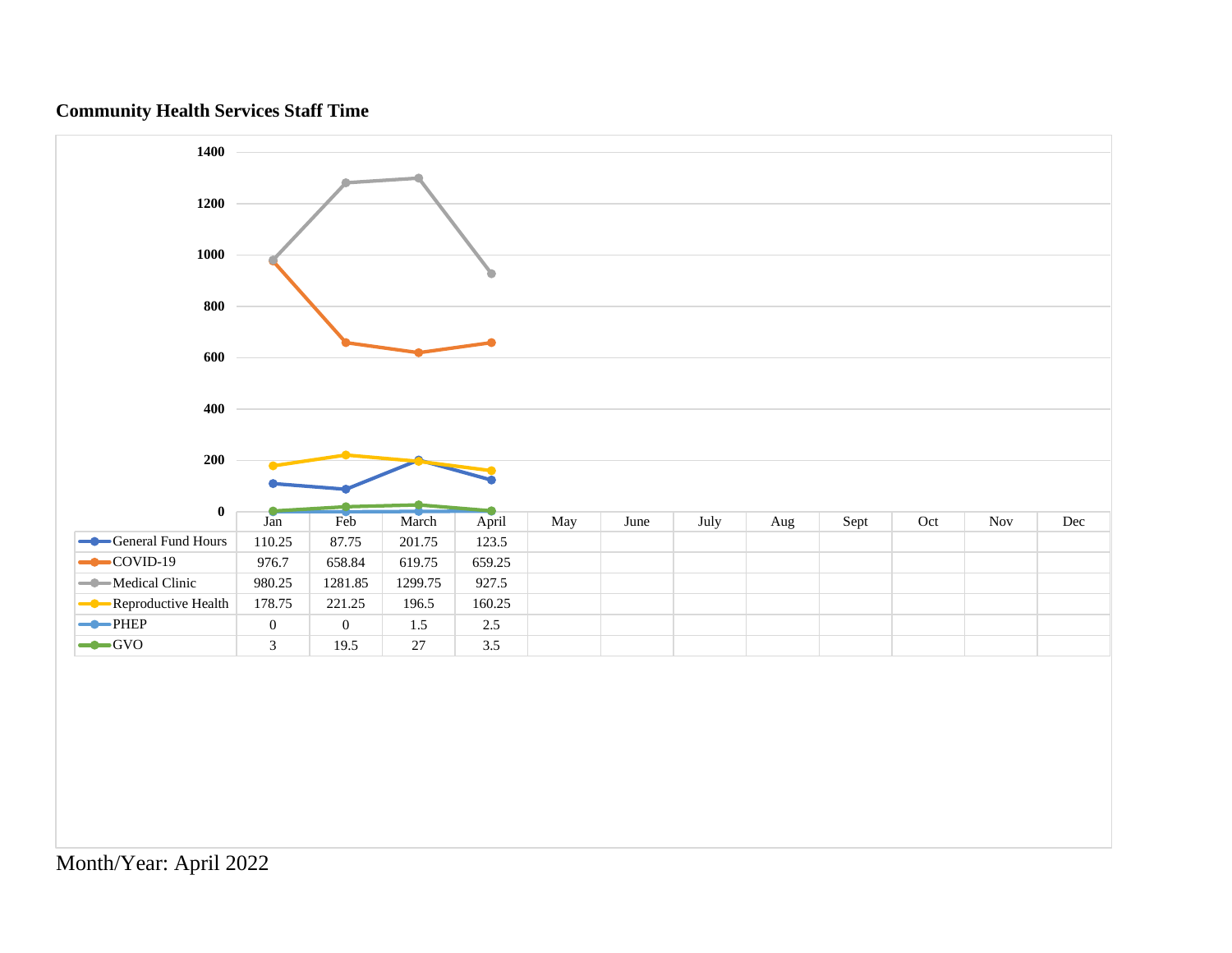**Community Health Services Staff Time**

| | Jan | Feb | March | April | May | June | July | Aug | Sept | Oct | Nov | Dec |
|---|---|---|---|---|---|---|---|---|---|---|---|---|
| General Fund Hours | 110.25 | 87.75 | 201.75 | 123.5 | | | | | | | | |
| COVID-19 | 976.7 | 658.84 | 619.75 | 659.25 | | | | | | | | |
| Medical Clinic | 980.25 | 1281.85 | 1299.75 | 927.5 | | | | | | | | |
| Reproductive Health | 178.75 | 221.25 | 196.5 | 160.25 | | | | | | | | |
| PHEP | 0 | 0 | 1.5 | 2.5 | | | | | | | | |
| GVO | 3 | 19.5 | 27 | 3.5 | | | | | | | | |

Month/Year: April 2022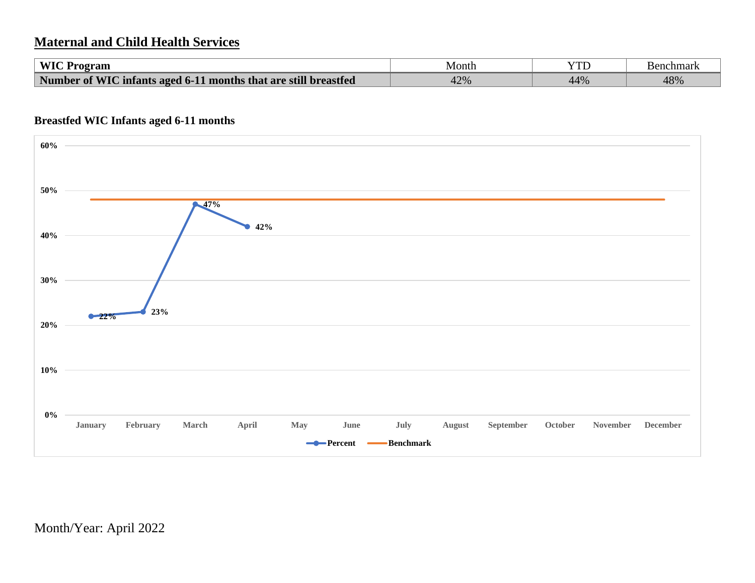## Maternal and Child Health Services

| WIC Program | Month | YTD | Benchmark |
|---|---|---|---|
| **Number of WIC infants aged 6-11 months that are still breastfed** | 42% | 44% | 48% |

**Breastfed WIC Infants aged 6-11 months**

| | January | February | March | April | May | June | July | August | September | October | November | December |
|---|---|---|---|---|---|---|---|---|---|---|---|---|
| Percent | 22% | 23% | 47% | 42% | | | | | | | | |
| Benchmark | 48% | 48% | 48% | 48% | 48% | 48% | 48% | 48% | 48% | 48% | 48% | 48% |

Month/Year: April 2022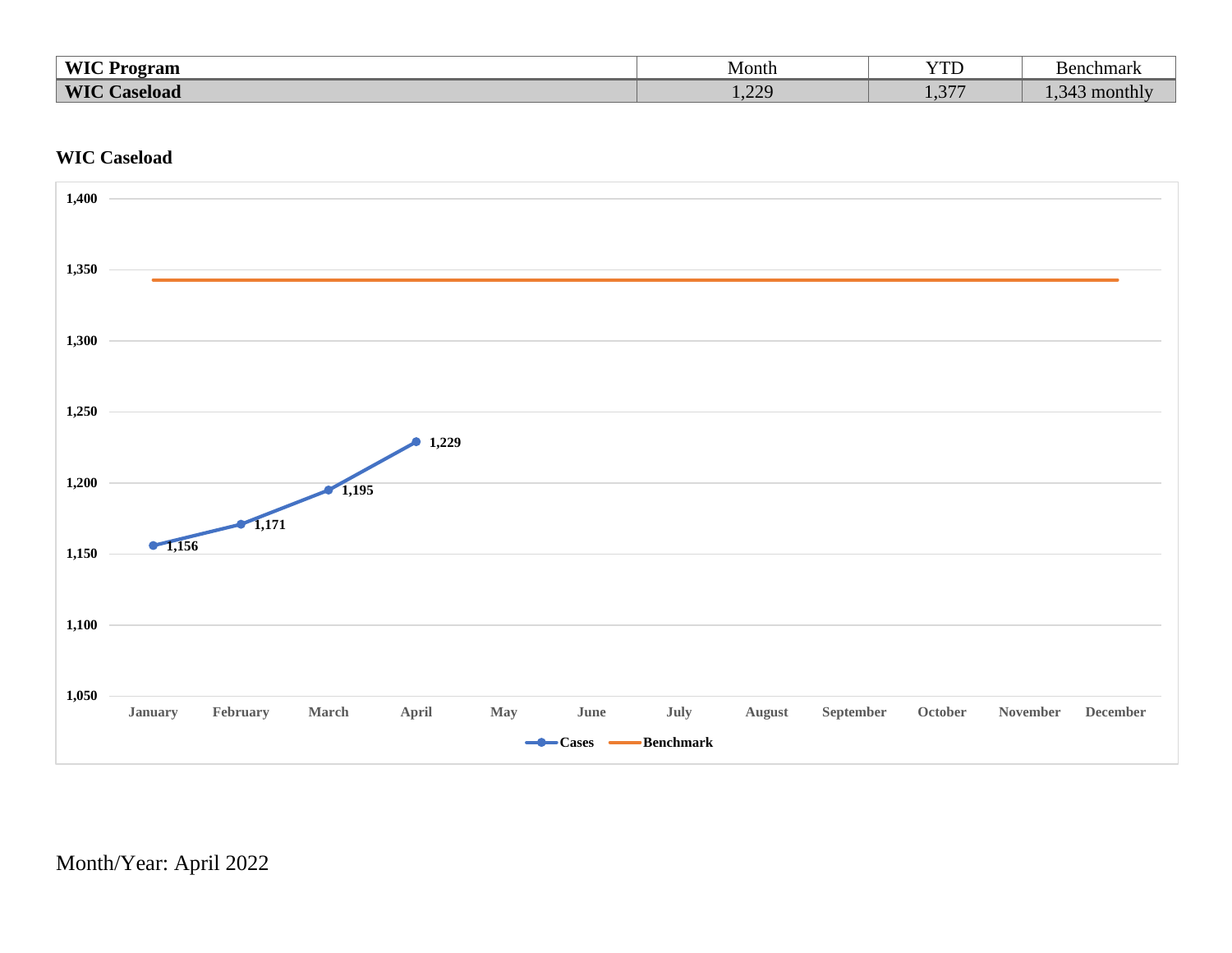| WIC Program | Month | YTD | Benchmark |
|---|---|---|---|
| **WIC Caseload** | 1,229 | 1,377 | 1,343 monthly |

**WIC Caseload**

| Month | Cases | Benchmark |
|---|---|---|
| January | 1,156 | 1,343 |
| February | 1,171 | 1,343 |
| March | 1,195 | 1,343 |
| April | 1,229 | 1,343 |
| May | | 1,343 |
| June | | 1,343 |
| July | | 1,343 |
| August | | 1,343 |
| September | | 1,343 |
| October | | 1,343 |
| November | | 1,343 |
| December | | 1,343 |

Month/Year: April 2022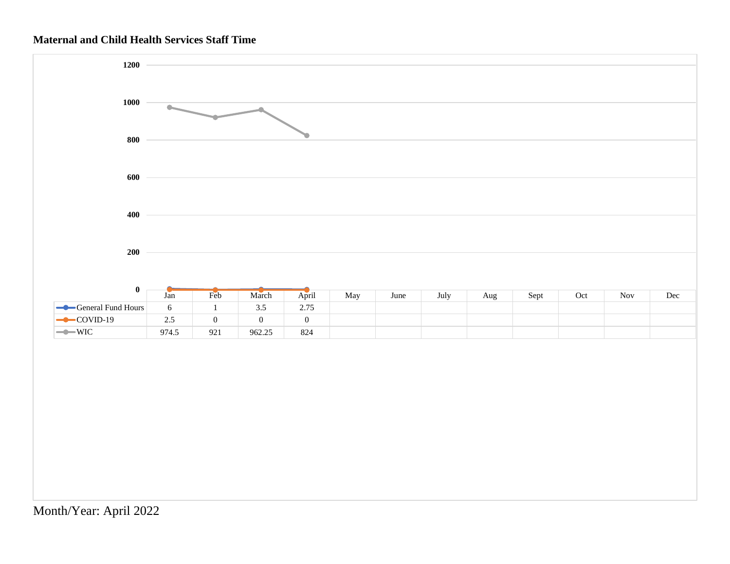**Maternal and Child Health Services Staff Time**

| | Jan | Feb | March | April | May | June | July | Aug | Sept | Oct | Nov | Dec |
|---|---|---|---|---|---|---|---|---|---|---|---|---|
| General Fund Hours | 6 | 1 | 3.5 | 2.75 | | | | | | | | |
| COVID-19 | 2.5 | 0 | 0 | 0 | | | | | | | | |
| WIC | 974.5 | 921 | 962.25 | 824 | | | | | | | | |

Month/Year: April 2022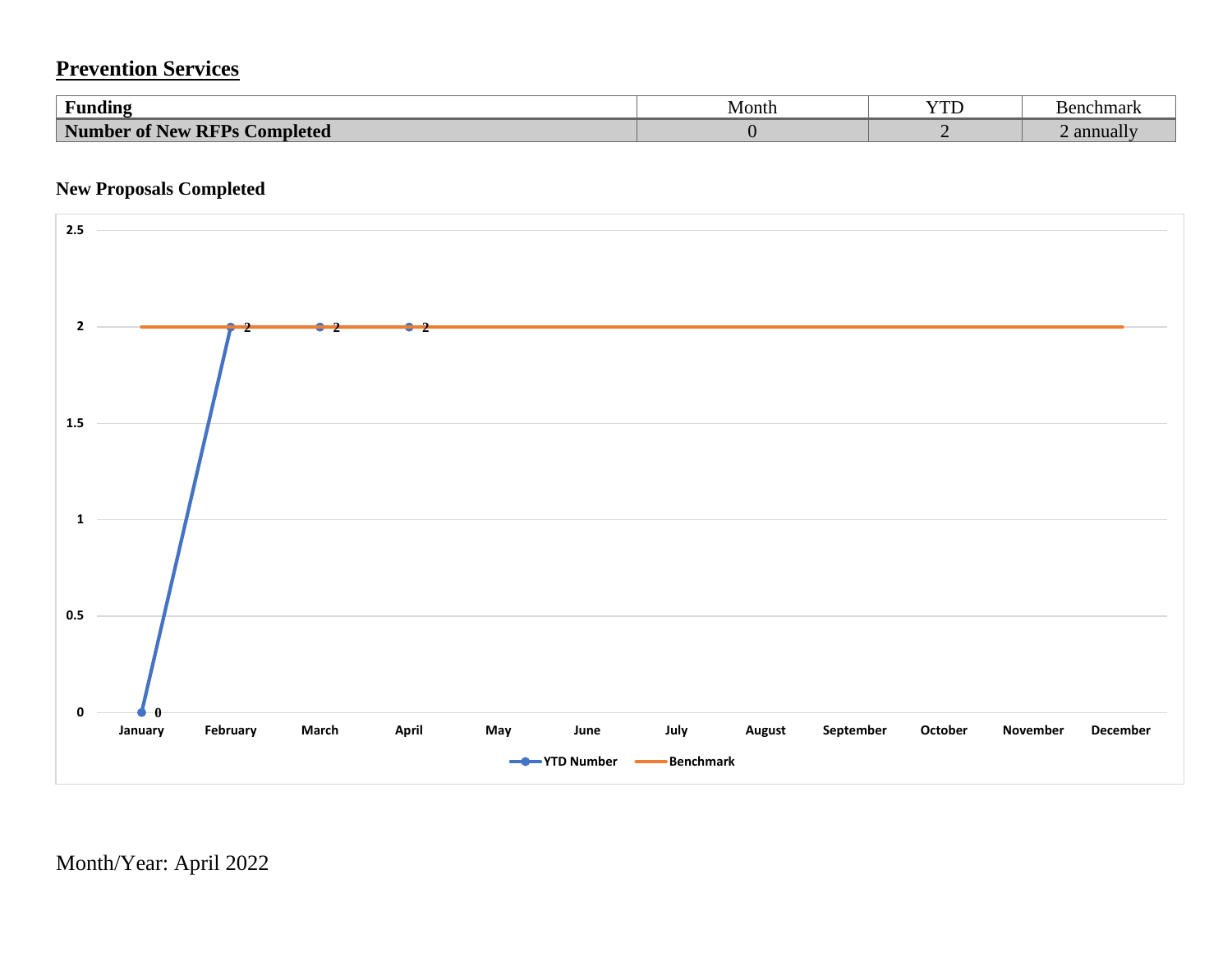## Prevention Services

| Funding | Month | YTD | Benchmark |
|---|---|---|---|
| **Number of New RFPs Completed** | 0 | 2 | 2 annually |

### New Proposals Completed

Month/Year: April 2022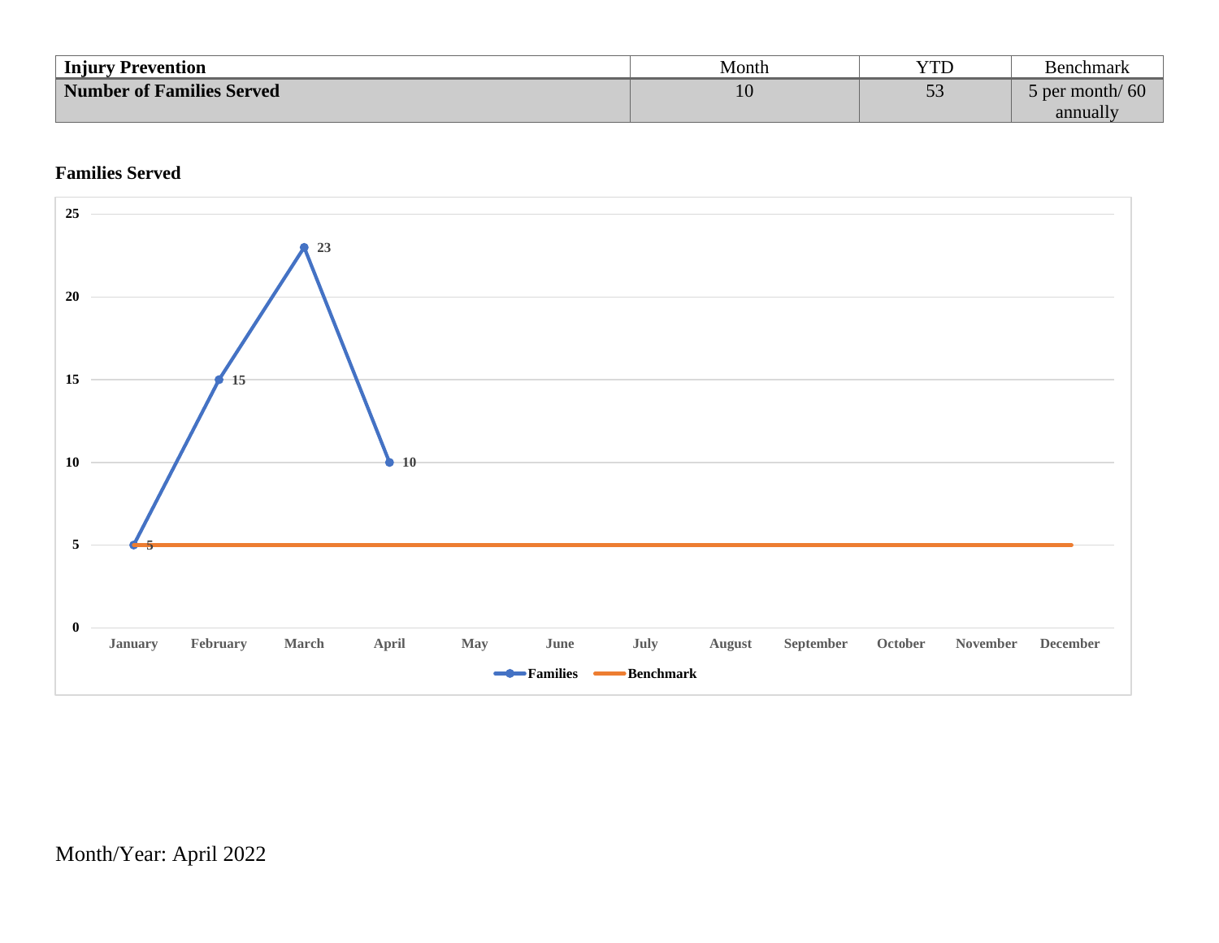| Injury Prevention | Month | YTD | Benchmark |
|---|---|---|---|
| **Number of Families Served** | 10 | 53 | 5 per month/ 60 annually |

**Families Served**

| Month | Families | Benchmark |
|---|---|---|
| January | 5 | 5 |
| February | 15 | 5 |
| March | 23 | 5 |
| April | 10 | 5 |
| May | | 5 |
| June | | 5 |
| July | | 5 |
| August | | 5 |
| September | | 5 |
| October | | 5 |
| November | | 5 |
| December | | 5 |

Month/Year: April 2022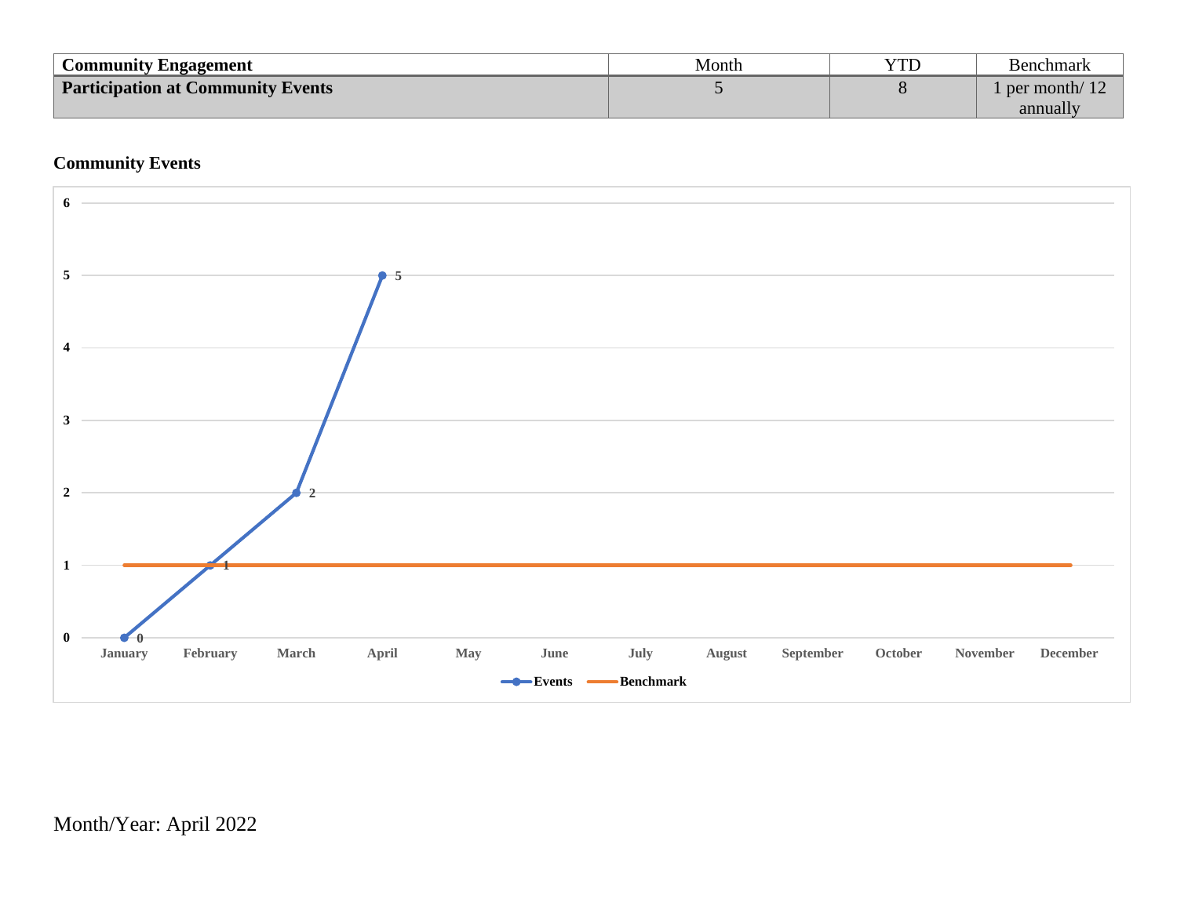| Community Engagement | Month | YTD | Benchmark |
|---|---|---|---|
| **Participation at Community Events** | 5 | 8 | 1 per month/ 12 annually |

**Community Events**

| Month | Events | Benchmark |
|---|---|---|
| January | 0 | 1 |
| February | 1 | 1 |
| March | 2 | 1 |
| April | 5 | 1 |
| May | | 1 |
| June | | 1 |
| July | | 1 |
| August | | 1 |
| September | | 1 |
| October | | 1 |
| November | | 1 |
| December | | 1 |

Month/Year: April 2022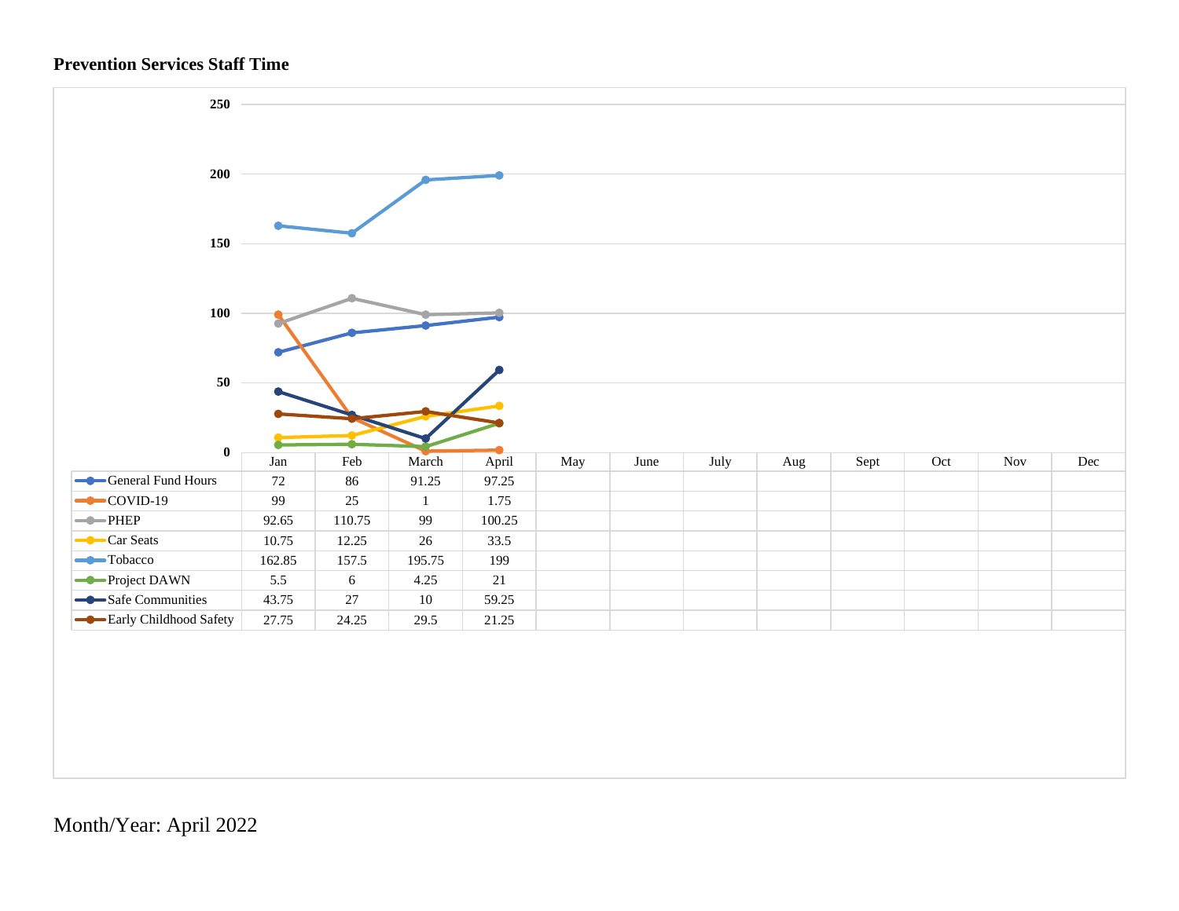**Prevention Services Staff Time**

250
200
150
100
50
0

| | Jan | Feb | March | April | May | June | July | Aug | Sept | Oct | Nov | Dec |
|---|---|---|---|---|---|---|---|---|---|---|---|---|
| General Fund Hours | 72 | 86 | 91.25 | 97.25 | | | | | | | | |
| COVID-19 | 99 | 25 | 1 | 1.75 | | | | | | | | |
| PHEP | 92.65 | 110.75 | 99 | 100.25 | | | | | | | | |
| Car Seats | 10.75 | 12.25 | 26 | 33.5 | | | | | | | | |
| Tobacco | 162.85 | 157.5 | 195.75 | 199 | | | | | | | | |
| Project DAWN | 5.5 | 6 | 4.25 | 21 | | | | | | | | |
| Safe Communities | 43.75 | 27 | 10 | 59.25 | | | | | | | | |
| Early Childhood Safety | 27.75 | 24.25 | 29.5 | 21.25 | | | | | | | | |

Month/Year: April 2022